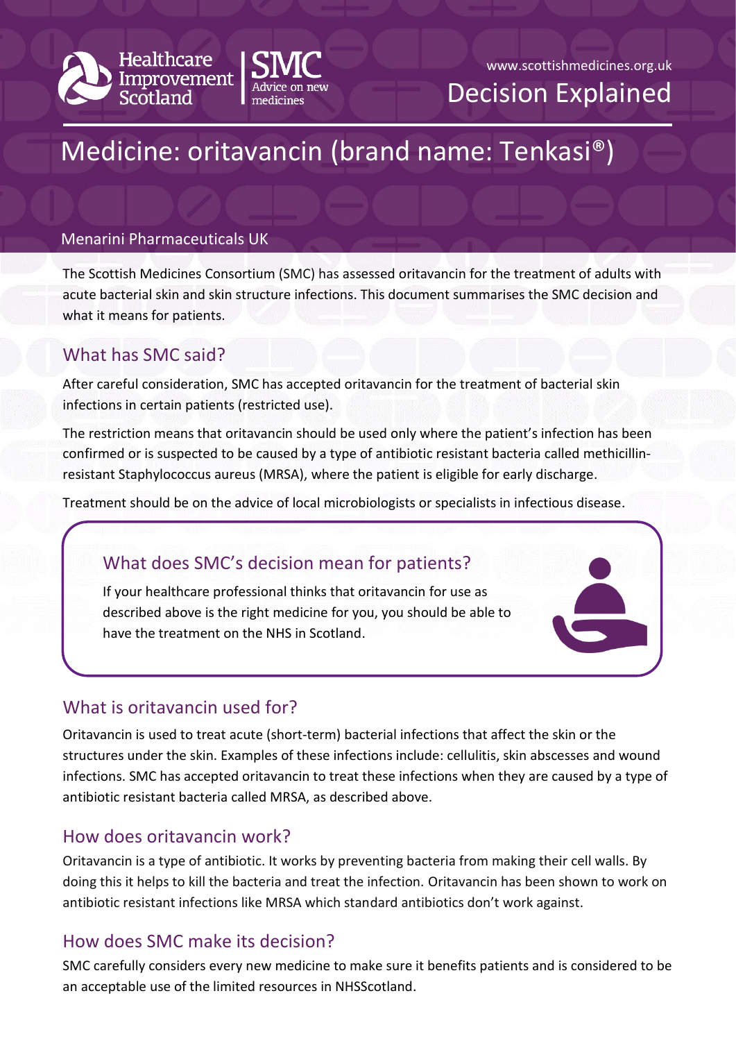Healthcare Improvement Scotland | SMC Advice on new medicines

www.scottishmedicines.org.uk

Decision Explained

# Medicine: oritavancin (brand name: Tenkasi®)

Menarini Pharmaceuticals UK

The Scottish Medicines Consortium (SMC) has assessed oritavancin for the treatment of adults with acute bacterial skin and skin structure infections. This document summarises the SMC decision and what it means for patients.

## What has SMC said?

After careful consideration, SMC has accepted oritavancin for the treatment of bacterial skin infections in certain patients (restricted use).

The restriction means that oritavancin should be used only where the patient's infection has been confirmed or is suspected to be caused by a type of antibiotic resistant bacteria called methicillin-resistant Staphylococcus aureus (MRSA), where the patient is eligible for early discharge.

Treatment should be on the advice of local microbiologists or specialists in infectious disease.

## What does SMC's decision mean for patients?

If your healthcare professional thinks that oritavancin for use as described above is the right medicine for you, you should be able to have the treatment on the NHS in Scotland.

## What is oritavancin used for?

Oritavancin is used to treat acute (short-term) bacterial infections that affect the skin or the structures under the skin. Examples of these infections include: cellulitis, skin abscesses and wound infections. SMC has accepted oritavancin to treat these infections when they are caused by a type of antibiotic resistant bacteria called MRSA, as described above.

## How does oritavancin work?

Oritavancin is a type of antibiotic. It works by preventing bacteria from making their cell walls. By doing this it helps to kill the bacteria and treat the infection. Oritavancin has been shown to work on antibiotic resistant infections like MRSA which standard antibiotics don't work against.

## How does SMC make its decision?

SMC carefully considers every new medicine to make sure it benefits patients and is considered to be an acceptable use of the limited resources in NHSScotland.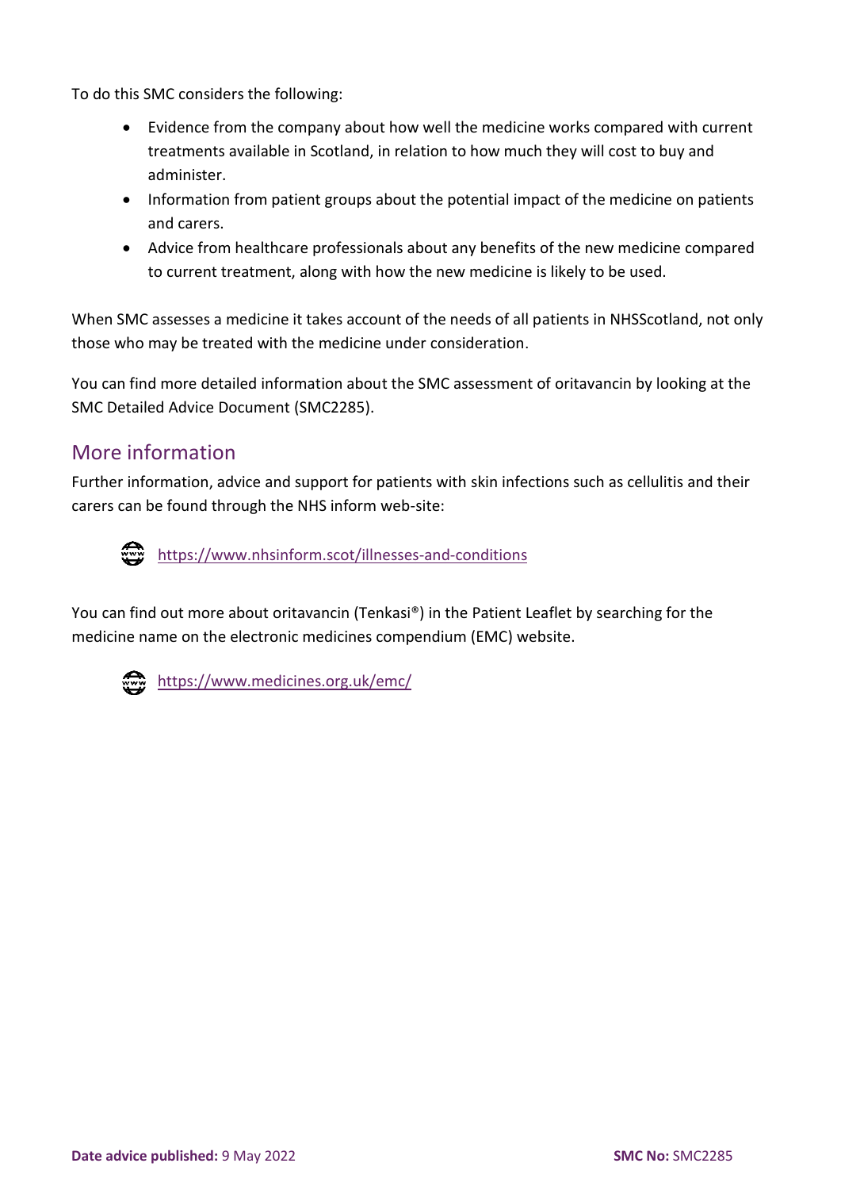To do this SMC considers the following:

- Evidence from the company about how well the medicine works compared with current treatments available in Scotland, in relation to how much they will cost to buy and administer.
- Information from patient groups about the potential impact of the medicine on patients and carers.
- Advice from healthcare professionals about any benefits of the new medicine compared to current treatment, along with how the new medicine is likely to be used.

When SMC assesses a medicine it takes account of the needs of all patients in NHSScotland, not only those who may be treated with the medicine under consideration.

You can find more detailed information about the SMC assessment of oritavancin by looking at the SMC Detailed Advice Document (SMC2285).

## More information

Further information, advice and support for patients with skin infections such as cellulitis and their carers can be found through the NHS inform web-site:

https://www.nhsinform.scot/illnesses-and-conditions

You can find out more about oritavancin (Tenkasi®) in the Patient Leaflet by searching for the medicine name on the electronic medicines compendium (EMC) website.

https://www.medicines.org.uk/emc/

**Date advice published:** 9 May 2022

**SMC No:** SMC2285